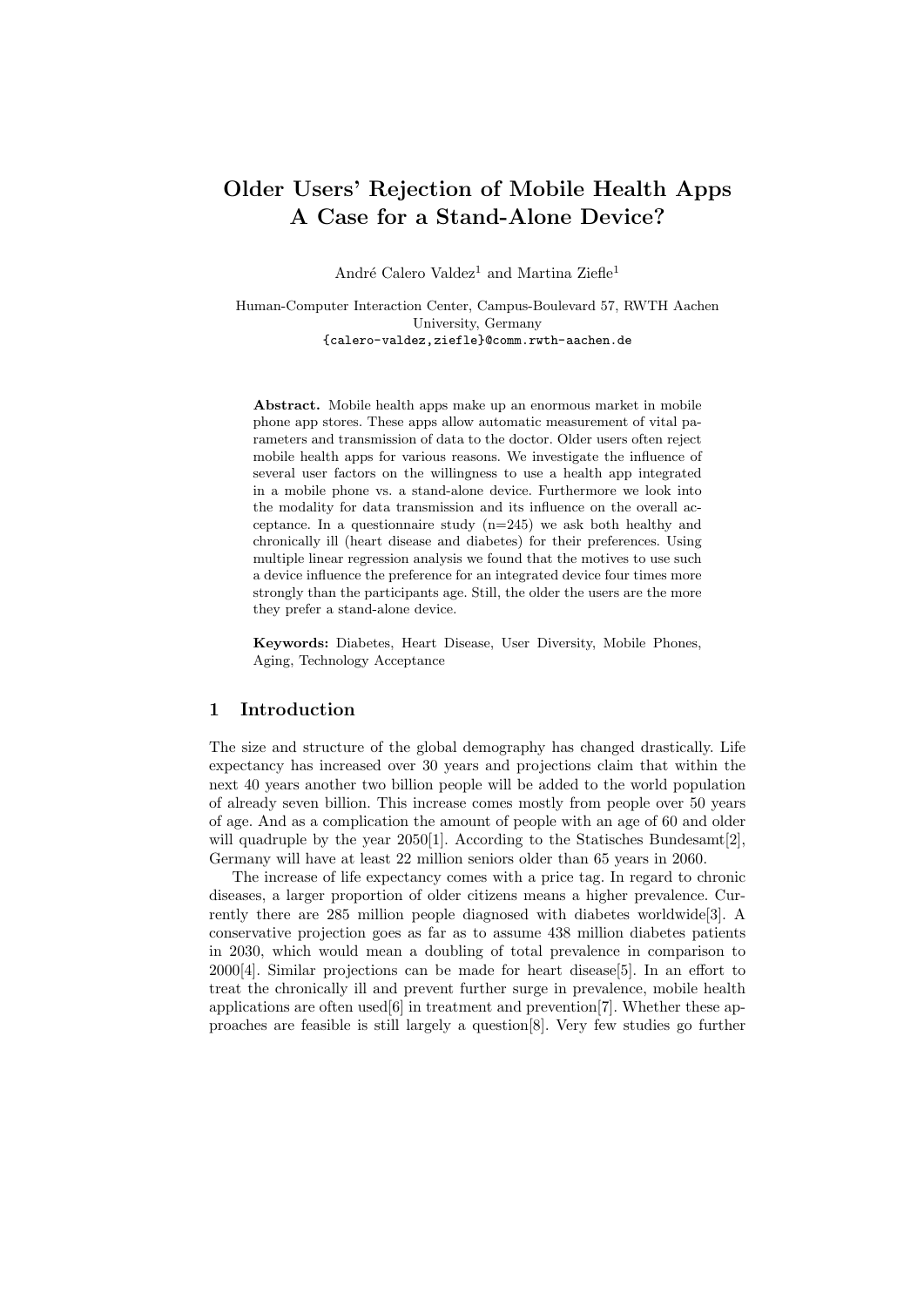# Older Users' Rejection of Mobile Health Apps A Case for a Stand-Alone Device?

André Calero Valdez[1] and Martina Ziefle[1]

Human-Computer Interaction Center, Campus-Boulevard 57, RWTH Aachen University, Germany
{calero-valdez,ziefle}@comm.rwth-aachen.de

**Abstract.** Mobile health apps make up an enormous market in mobile phone app stores. These apps allow automatic measurement of vital parameters and transmission of data to the doctor. Older users often reject mobile health apps for various reasons. We investigate the influence of several user factors on the willingness to use a health app integrated in a mobile phone vs. a stand-alone device. Furthermore we look into the modality for data transmission and its influence on the overall acceptance. In a questionnaire study (n=245) we ask both healthy and chronically ill (heart disease and diabetes) for their preferences. Using multiple linear regression analysis we found that the motives to use such a device influence the preference for an integrated device four times more strongly than the participants age. Still, the older the users are the more they prefer a stand-alone device.

**Keywords:** Diabetes, Heart Disease, User Diversity, Mobile Phones, Aging, Technology Acceptance

## 1 Introduction

The size and structure of the global demography has changed drastically. Life expectancy has increased over 30 years and projections claim that within the next 40 years another two billion people will be added to the world population of already seven billion. This increase comes mostly from people over 50 years of age. And as a complication the amount of people with an age of 60 and older will quadruple by the year 2050[1]. According to the Statisches Bundesamt[2], Germany will have at least 22 million seniors older than 65 years in 2060.

The increase of life expectancy comes with a price tag. In regard to chronic diseases, a larger proportion of older citizens means a higher prevalence. Currently there are 285 million people diagnosed with diabetes worldwide[3]. A conservative projection goes as far as to assume 438 million diabetes patients in 2030, which would mean a doubling of total prevalence in comparison to 2000[4]. Similar projections can be made for heart disease[5]. In an effort to treat the chronically ill and prevent further surge in prevalence, mobile health applications are often used[6] in treatment and prevention[7]. Whether these approaches are feasible is still largely a question[8]. Very few studies go further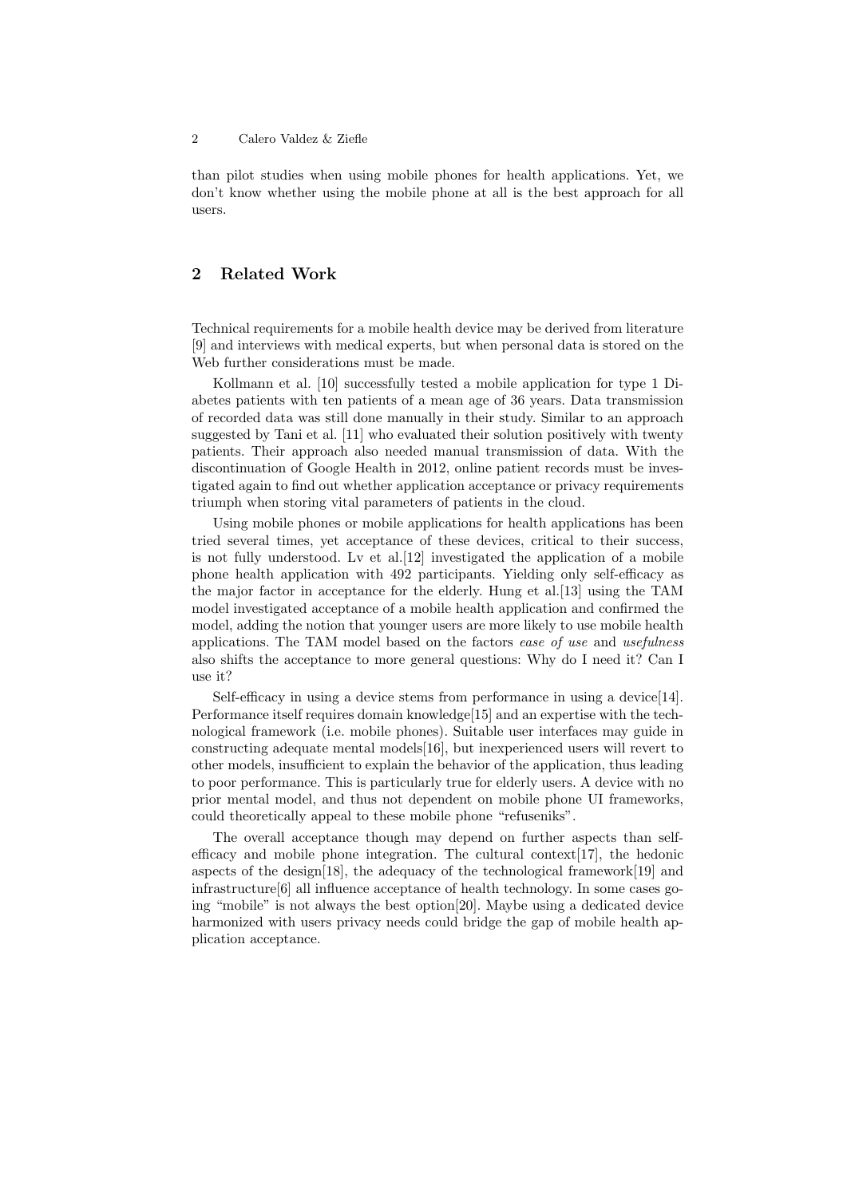than pilot studies when using mobile phones for health applications. Yet, we don't know whether using the mobile phone at all is the best approach for all users.

## 2 Related Work

Technical requirements for a mobile health device may be derived from literature [9] and interviews with medical experts, but when personal data is stored on the Web further considerations must be made.

Kollmann et al. [10] successfully tested a mobile application for type 1 Diabetes patients with ten patients of a mean age of 36 years. Data transmission of recorded data was still done manually in their study. Similar to an approach suggested by Tani et al. [11] who evaluated their solution positively with twenty patients. Their approach also needed manual transmission of data. With the discontinuation of Google Health in 2012, online patient records must be investigated again to find out whether application acceptance or privacy requirements triumph when storing vital parameters of patients in the cloud.

Using mobile phones or mobile applications for health applications has been tried several times, yet acceptance of these devices, critical to their success, is not fully understood. Lv et al.[12] investigated the application of a mobile phone health application with 492 participants. Yielding only self-efficacy as the major factor in acceptance for the elderly. Hung et al.[13] using the TAM model investigated acceptance of a mobile health application and confirmed the model, adding the notion that younger users are more likely to use mobile health applications. The TAM model based on the factors *ease of use* and *usefulness* also shifts the acceptance to more general questions: Why do I need it? Can I use it?

Self-efficacy in using a device stems from performance in using a device[14]. Performance itself requires domain knowledge[15] and an expertise with the technological framework (i.e. mobile phones). Suitable user interfaces may guide in constructing adequate mental models[16], but inexperienced users will revert to other models, insufficient to explain the behavior of the application, thus leading to poor performance. This is particularly true for elderly users. A device with no prior mental model, and thus not dependent on mobile phone UI frameworks, could theoretically appeal to these mobile phone "refuseniks".

The overall acceptance though may depend on further aspects than self-efficacy and mobile phone integration. The cultural context[17], the hedonic aspects of the design[18], the adequacy of the technological framework[19] and infrastructure[6] all influence acceptance of health technology. In some cases going "mobile" is not always the best option[20]. Maybe using a dedicated device harmonized with users privacy needs could bridge the gap of mobile health application acceptance.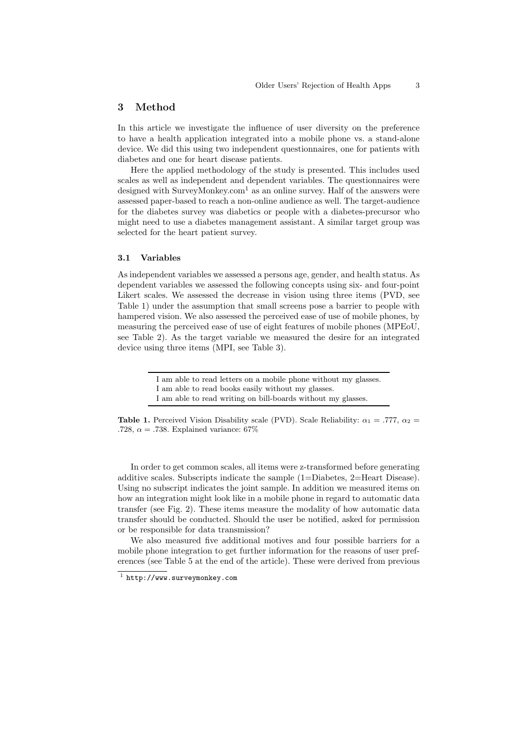## 3 Method

In this article we investigate the influence of user diversity on the preference to have a health application integrated into a mobile phone vs. a stand-alone device. We did this using two independent questionnaires, one for patients with diabetes and one for heart disease patients.

Here the applied methodology of the study is presented. This includes used scales as well as independent and dependent variables. The questionnaires were designed with SurveyMonkey.com[1] as an online survey. Half of the answers were assessed paper-based to reach a non-online audience as well. The target-audience for the diabetes survey was diabetics or people with a diabetes-precursor who might need to use a diabetes management assistant. A similar target group was selected for the heart patient survey.

### 3.1 Variables

As independent variables we assessed a persons age, gender, and health status. As dependent variables we assessed the following concepts using six- and four-point Likert scales. We assessed the decrease in vision using three items (PVD, see Table 1) under the assumption that small screens pose a barrier to people with hampered vision. We also assessed the perceived ease of use of mobile phones, by measuring the perceived ease of use of eight features of mobile phones (MPEoU, see Table 2). As the target variable we measured the desire for an integrated device using three items (MPI, see Table 3).

| |
|---|
| I am able to read letters on a mobile phone without my glasses. |
| I am able to read books easily without my glasses. |
| I am able to read writing on bill-boards without my glasses. |

**Table 1.** Perceived Vision Disability scale (PVD). Scale Reliability: $\alpha_1 = .777$, $\alpha_2 = .728$, $\alpha = .738$. Explained variance: 67%

In order to get common scales, all items were z-transformed before generating additive scales. Subscripts indicate the sample (1=Diabetes, 2=Heart Disease). Using no subscript indicates the joint sample. In addition we measured items on how an integration might look like in a mobile phone in regard to automatic data transfer (see Fig. 2). These items measure the modality of how automatic data transfer should be conducted. Should the user be notified, asked for permission or be responsible for data transmission?

We also measured five additional motives and four possible barriers for a mobile phone integration to get further information for the reasons of user preferences (see Table 5 at the end of the article). These were derived from previous

[1] http://www.surveymonkey.com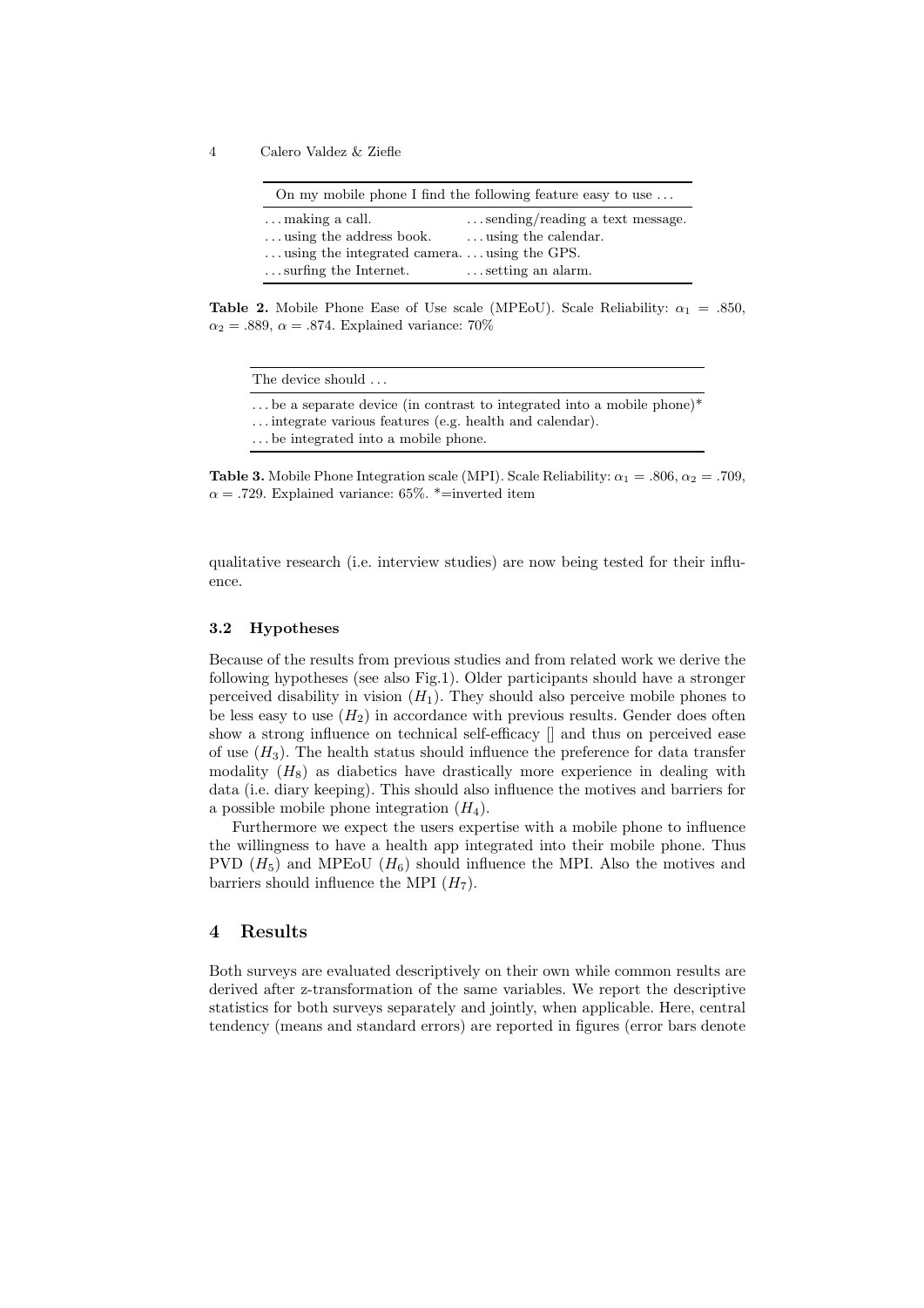| On my mobile phone I find the following feature easy to use ... | |
|---|---|
| ...making a call. | ...sending/reading a text message. |
| ...using the address book. | ...using the calendar. |
| ...using the integrated camera. | ...using the GPS. |
| ...surfing the Internet. | ...setting an alarm. |

**Table 2.** Mobile Phone Ease of Use scale (MPEoU). Scale Reliability: $\alpha_1 = .850$, $\alpha_2 = .889$, $\alpha = .874$. Explained variance: 70%

| The device should ... |
|---|
| ...be a separate device (in contrast to integrated into a mobile phone)* |
| ...integrate various features (e.g. health and calendar). |
| ...be integrated into a mobile phone. |

**Table 3.** Mobile Phone Integration scale (MPI). Scale Reliability: $\alpha_1 = .806$, $\alpha_2 = .709$, $\alpha = .729$. Explained variance: 65%. *=inverted item

qualitative research (i.e. interview studies) are now being tested for their influence.

### 3.2 Hypotheses

Because of the results from previous studies and from related work we derive the following hypotheses (see also Fig.1). Older participants should have a stronger perceived disability in vision ($H_1$). They should also perceive mobile phones to be less easy to use ($H_2$) in accordance with previous results. Gender does often show a strong influence on technical self-efficacy [] and thus on perceived ease of use ($H_3$). The health status should influence the preference for data transfer modality ($H_8$) as diabetics have drastically more experience in dealing with data (i.e. diary keeping). This should also influence the motives and barriers for a possible mobile phone integration ($H_4$).

Furthermore we expect the users expertise with a mobile phone to influence the willingness to have a health app integrated into their mobile phone. Thus PVD ($H_5$) and MPEoU ($H_6$) should influence the MPI. Also the motives and barriers should influence the MPI ($H_7$).

## 4 Results

Both surveys are evaluated descriptively on their own while common results are derived after z-transformation of the same variables. We report the descriptive statistics for both surveys separately and jointly, when applicable. Here, central tendency (means and standard errors) are reported in figures (error bars denote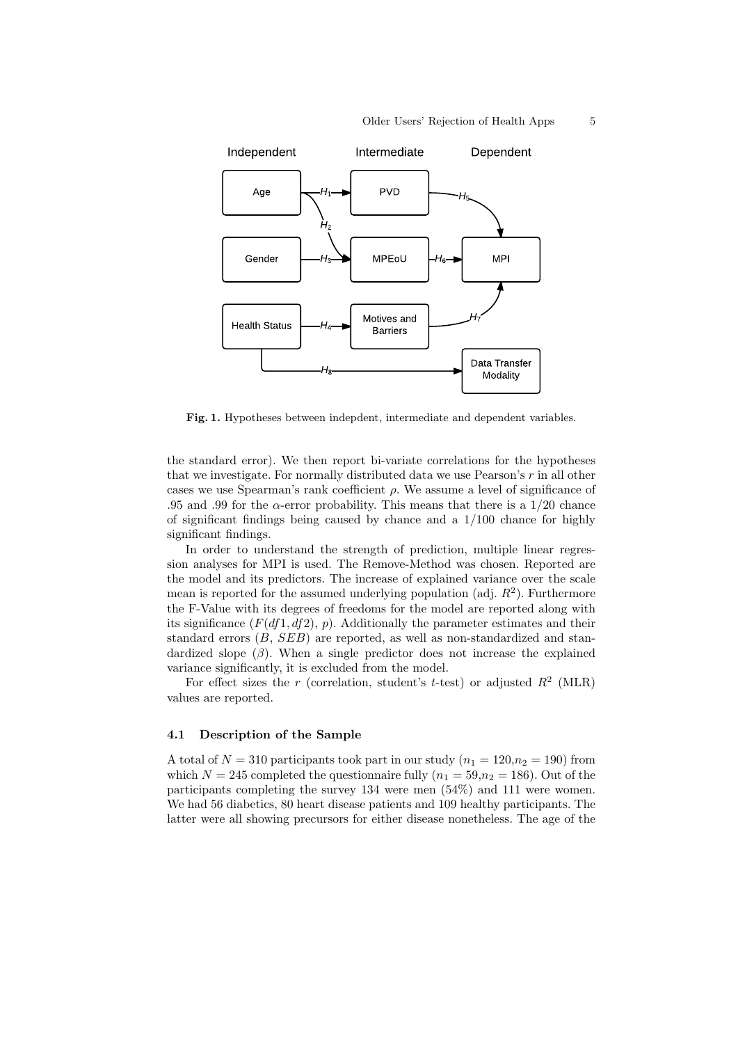**Fig. 1.** Hypotheses between indepdent, intermediate and dependent variables.

the standard error). We then report bi-variate correlations for the hypotheses that we investigate. For normally distributed data we use Pearson's $r$ in all other cases we use Spearman's rank coefficient $\rho$. We assume a level of significance of .95 and .99 for the $\alpha$-error probability. This means that there is a 1/20 chance of significant findings being caused by chance and a 1/100 chance for highly significant findings.

In order to understand the strength of prediction, multiple linear regression analyses for MPI is used. The Remove-Method was chosen. Reported are the model and its predictors. The increase of explained variance over the scale mean is reported for the assumed underlying population (adj. $R^2$). Furthermore the F-Value with its degrees of freedoms for the model are reported along with its significance ($F(df1, df2)$, $p$). Additionally the parameter estimates and their standard errors ($B$, $SEB$) are reported, as well as non-standardized and standardized slope ($\beta$). When a single predictor does not increase the explained variance significantly, it is excluded from the model.

For effect sizes the $r$ (correlation, student's $t$-test) or adjusted $R^2$ (MLR) values are reported.

### 4.1 Description of the Sample

A total of $N = 310$ participants took part in our study ($n_1 = 120$,$n_2 = 190$) from which $N = 245$ completed the questionnaire fully ($n_1 = 59$,$n_2 = 186$). Out of the participants completing the survey 134 were men (54%) and 111 were women. We had 56 diabetics, 80 heart disease patients and 109 healthy participants. The latter were all showing precursors for either disease nonetheless. The age of the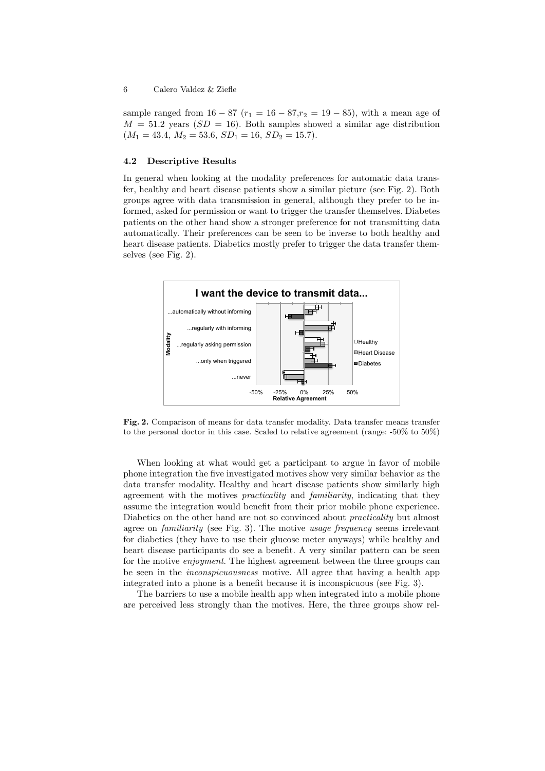sample ranged from $16-87$ ($r_1 = 16-87, r_2 = 19-85$), with a mean age of $M = 51.2$ years ($SD = 16$). Both samples showed a similar age distribution ($M_1 = 43.4$, $M_2 = 53.6$, $SD_1 = 16$, $SD_2 = 15.7$).

### 4.2 Descriptive Results

In general when looking at the modality preferences for automatic data transfer, healthy and heart disease patients show a similar picture (see Fig. 2). Both groups agree with data transmission in general, although they prefer to be informed, asked for permission or want to trigger the transfer themselves. Diabetes patients on the other hand show a stronger preference for not transmitting data automatically. Their preferences can be seen to be inverse to both healthy and heart disease patients. Diabetics mostly prefer to trigger the data transfer themselves (see Fig. 2).

**Fig. 2.** Comparison of means for data transfer modality. Data transfer means transfer to the personal doctor in this case. Scaled to relative agreement (range: -50% to 50%)

When looking at what would get a participant to argue in favor of mobile phone integration the five investigated motives show very similar behavior as the data transfer modality. Healthy and heart disease patients show similarly high agreement with the motives *practicality* and *familiarity*, indicating that they assume the integration would benefit from their prior mobile phone experience. Diabetics on the other hand are not so convinced about *practicality* but almost agree on *familiarity* (see Fig. 3). The motive *usage frequency* seems irrelevant for diabetics (they have to use their glucose meter anyways) while healthy and heart disease participants do see a benefit. A very similar pattern can be seen for the motive *enjoyment*. The highest agreement between the three groups can be seen in the *inconspicuousness* motive. All agree that having a health app integrated into a phone is a benefit because it is inconspicuous (see Fig. 3).

The barriers to use a mobile health app when integrated into a mobile phone are perceived less strongly than the motives. Here, the three groups show rel-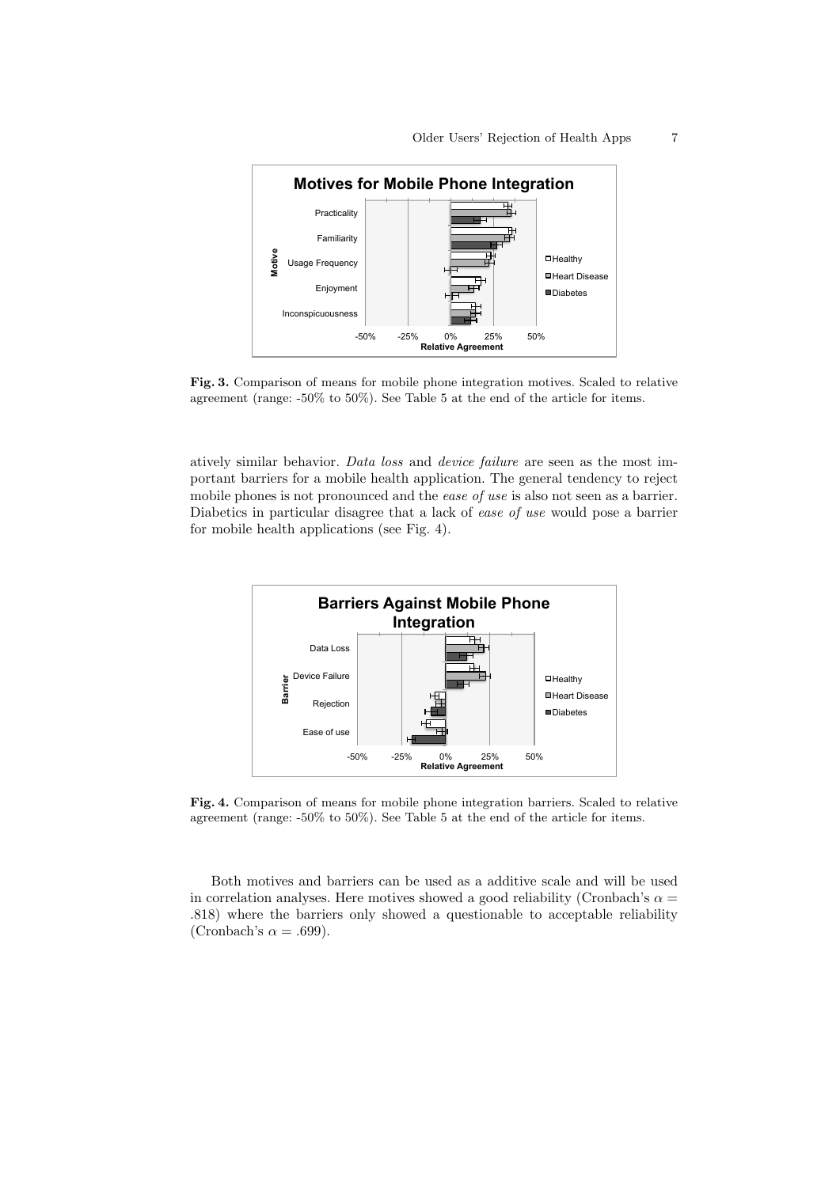**Fig. 3.** Comparison of means for mobile phone integration motives. Scaled to relative agreement (range: -50% to 50%). See Table 5 at the end of the article for items.

atively similar behavior. *Data loss* and *device failure* are seen as the most important barriers for a mobile health application. The general tendency to reject mobile phones is not pronounced and the *ease of use* is also not seen as a barrier. Diabetics in particular disagree that a lack of *ease of use* would pose a barrier for mobile health applications (see Fig. 4).

**Fig. 4.** Comparison of means for mobile phone integration barriers. Scaled to relative agreement (range: -50% to 50%). See Table 5 at the end of the article for items.

Both motives and barriers can be used as a additive scale and will be used in correlation analyses. Here motives showed a good reliability (Cronbach's $\alpha = .818$) where the barriers only showed a questionable to acceptable reliability (Cronbach's $\alpha = .699$).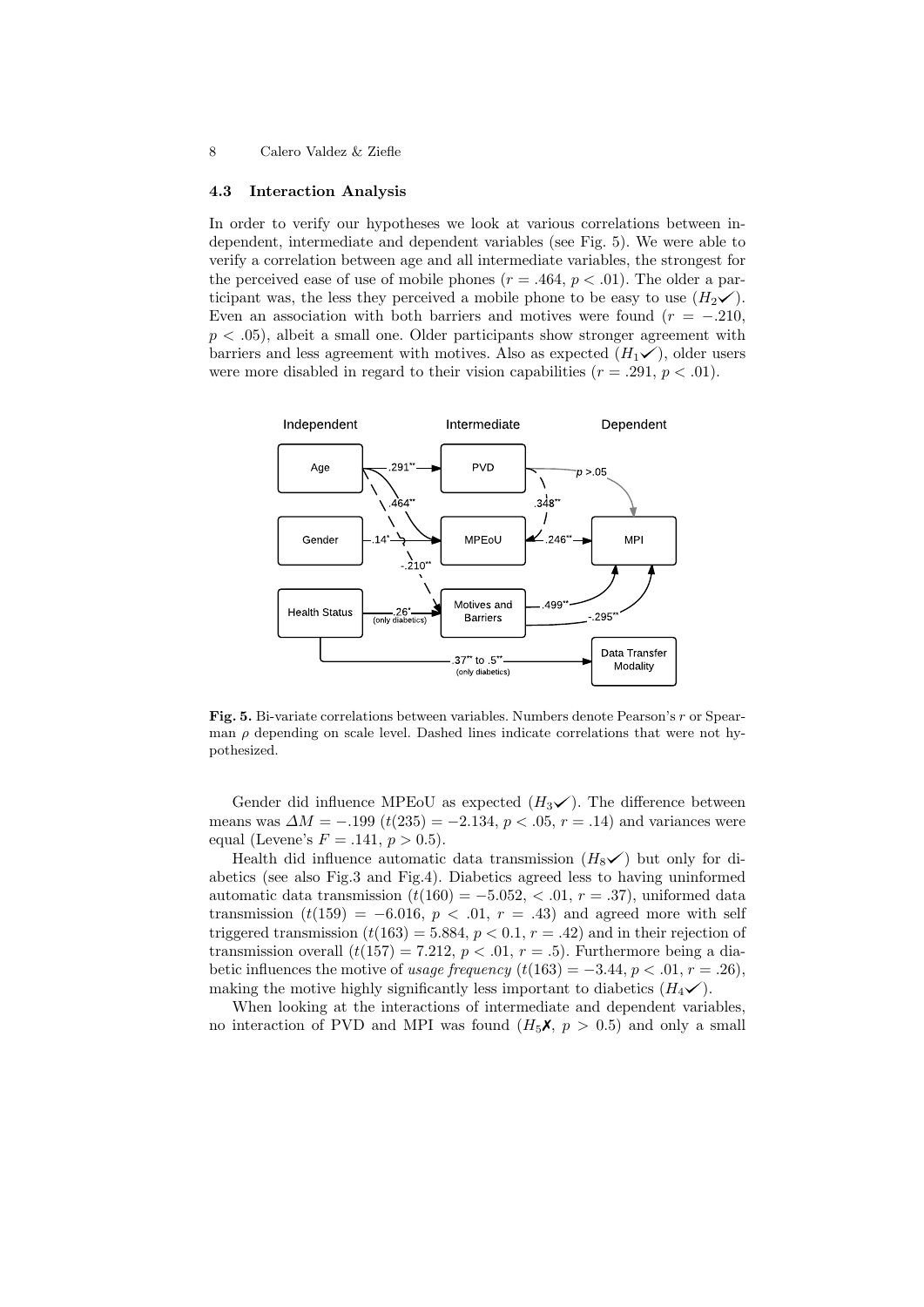### 4.3 Interaction Analysis

In order to verify our hypotheses we look at various correlations between independent, intermediate and dependent variables (see Fig. 5). We were able to verify a correlation between age and all intermediate variables, the strongest for the perceived ease of use of mobile phones ($r = .464$, $p < .01$). The older a participant was, the less they perceived a mobile phone to be easy to use ($H_2$✓). Even an association with both barriers and motives were found ($r = -.210$, $p < .05$), albeit a small one. Older participants show stronger agreement with barriers and less agreement with motives. Also as expected ($H_1$✓), older users were more disabled in regard to their vision capabilities ($r = .291$, $p < .01$).

**Fig. 5.** Bi-variate correlations between variables. Numbers denote Pearson's $r$ or Spearman $\rho$ depending on scale level. Dashed lines indicate correlations that were not hypothesized.

Gender did influence MPEoU as expected ($H_3$✓). The difference between means was $\Delta M = -.199$ ($t(235) = -2.134$, $p < .05$, $r = .14$) and variances were equal (Levene's $F = .141$, $p > 0.5$).

Health did influence automatic data transmission ($H_8$✓) but only for diabetics (see also Fig.3 and Fig.4). Diabetics agreed less to having uninformed automatic data transmission ($t(160) = -5.052$, $< .01$, $r = .37$), uniformed data transmission ($t(159) = -6.016$, $p < .01$, $r = .43$) and agreed more with self triggered transmission ($t(163) = 5.884$, $p < 0.1$, $r = .42$) and in their rejection of transmission overall ($t(157) = 7.212$, $p < .01$, $r = .5$). Furthermore being a diabetic influences the motive of *usage frequency* ($t(163) = -3.44$, $p < .01$, $r = .26$), making the motive highly significantly less important to diabetics ($H_4$✓).

When looking at the interactions of intermediate and dependent variables, no interaction of PVD and MPI was found ($H_5$✗, $p > 0.5$) and only a small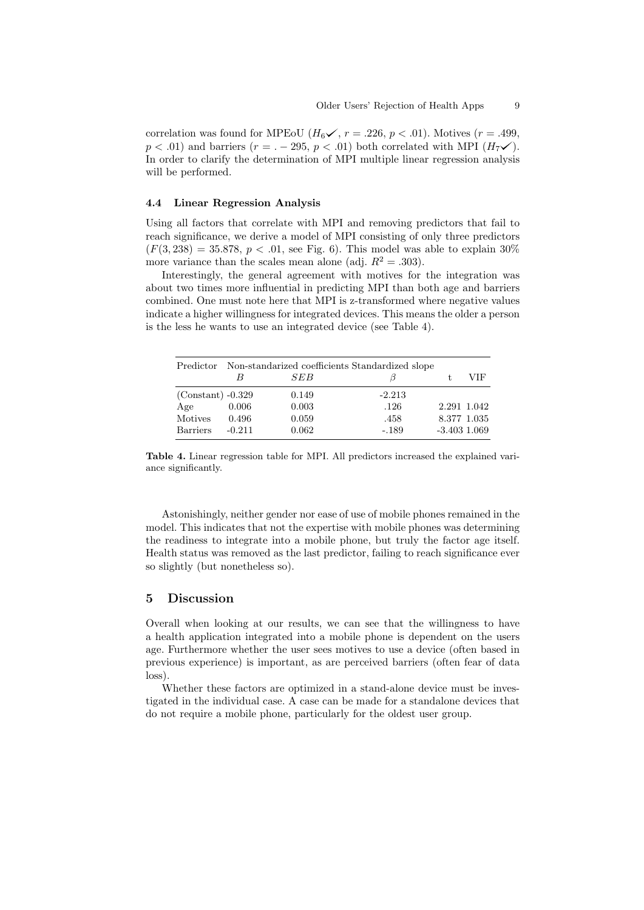correlation was found for MPEoU ($H_6$✓, $r = .226$, $p < .01$). Motives ($r = .499$, $p < .01$) and barriers ($r = .-295$, $p < .01$) both correlated with MPI ($H_7$✓). In order to clarify the determination of MPI multiple linear regression analysis will be performed.

### 4.4 Linear Regression Analysis

Using all factors that correlate with MPI and removing predictors that fail to reach significance, we derive a model of MPI consisting of only three predictors ($F(3, 238) = 35.878$, $p < .01$, see Fig. 6). This model was able to explain 30% more variance than the scales mean alone (adj. $R^2 = .303$).

Interestingly, the general agreement with motives for the integration was about two times more influential in predicting MPI than both age and barriers combined. One must note here that MPI is z-transformed where negative values indicate a higher willingness for integrated devices. This means the older a person is the less he wants to use an integrated device (see Table 4).

| Predictor | Non-standarized coefficients | | Standardized slope | | |
|---|---|---|---|---|---|
| | $B$ | $SEB$ | $\beta$ | t | VIF |
| (Constant) | -0.329 | 0.149 | -2.213 | | |
| Age | 0.006 | 0.003 | .126 | 2.291 | 1.042 |
| Motives | 0.496 | 0.059 | .458 | 8.377 | 1.035 |
| Barriers | -0.211 | 0.062 | -.189 | -3.403 | 1.069 |

**Table 4.** Linear regression table for MPI. All predictors increased the explained variance significantly.

Astonishingly, neither gender nor ease of use of mobile phones remained in the model. This indicates that not the expertise with mobile phones was determining the readiness to integrate into a mobile phone, but truly the factor age itself. Health status was removed as the last predictor, failing to reach significance ever so slightly (but nonetheless so).

## 5 Discussion

Overall when looking at our results, we can see that the willingness to have a health application integrated into a mobile phone is dependent on the users age. Furthermore whether the user sees motives to use a device (often based in previous experience) is important, as are perceived barriers (often fear of data loss).

Whether these factors are optimized in a stand-alone device must be investigated in the individual case. A case can be made for a standalone devices that do not require a mobile phone, particularly for the oldest user group.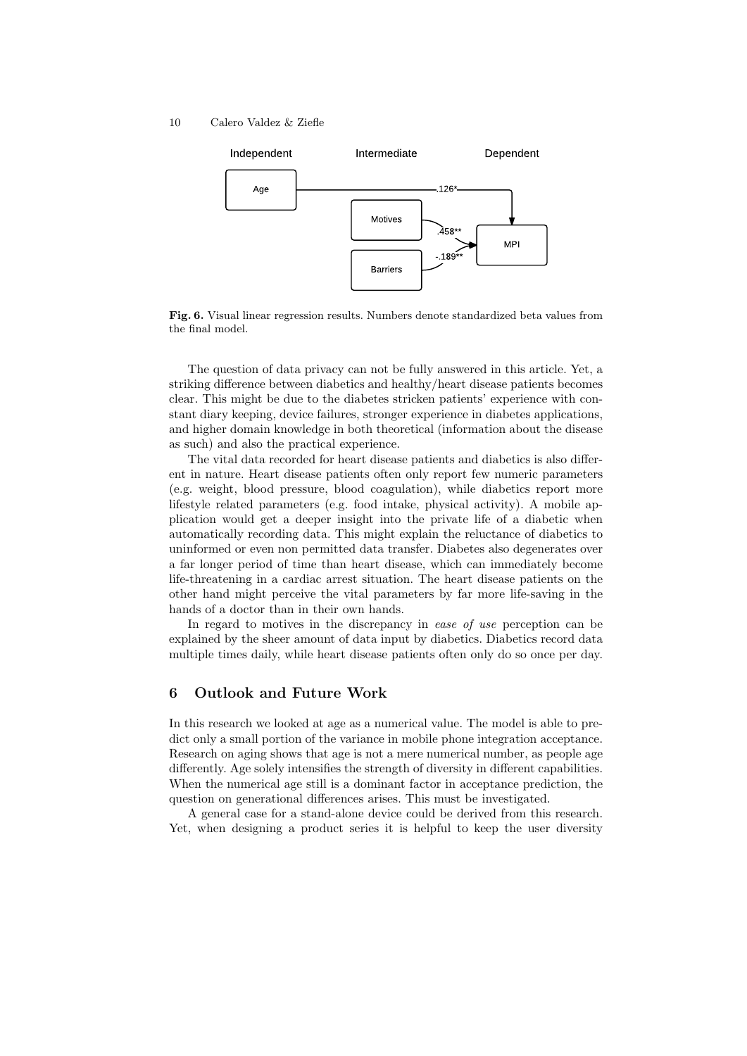Independent

Intermediate

Dependent

Age

.126*

Motives

.458**

MPI

-.189**

Barriers

**Fig. 6.** Visual linear regression results. Numbers denote standardized beta values from the final model.

The question of data privacy can not be fully answered in this article. Yet, a striking difference between diabetics and healthy/heart disease patients becomes clear. This might be due to the diabetes stricken patients' experience with constant diary keeping, device failures, stronger experience in diabetes applications, and higher domain knowledge in both theoretical (information about the disease as such) and also the practical experience.

The vital data recorded for heart disease patients and diabetics is also different in nature. Heart disease patients often only report few numeric parameters (e.g. weight, blood pressure, blood coagulation), while diabetics report more lifestyle related parameters (e.g. food intake, physical activity). A mobile application would get a deeper insight into the private life of a diabetic when automatically recording data. This might explain the reluctance of diabetics to uninformed or even non permitted data transfer. Diabetes also degenerates over a far longer period of time than heart disease, which can immediately become life-threatening in a cardiac arrest situation. The heart disease patients on the other hand might perceive the vital parameters by far more life-saving in the hands of a doctor than in their own hands.

In regard to motives in the discrepancy in *ease of use* perception can be explained by the sheer amount of data input by diabetics. Diabetics record data multiple times daily, while heart disease patients often only do so once per day.

## 6 Outlook and Future Work

In this research we looked at age as a numerical value. The model is able to predict only a small portion of the variance in mobile phone integration acceptance. Research on aging shows that age is not a mere numerical number, as people age differently. Age solely intensifies the strength of diversity in different capabilities. When the numerical age still is a dominant factor in acceptance prediction, the question on generational differences arises. This must be investigated.

A general case for a stand-alone device could be derived from this research. Yet, when designing a product series it is helpful to keep the user diversity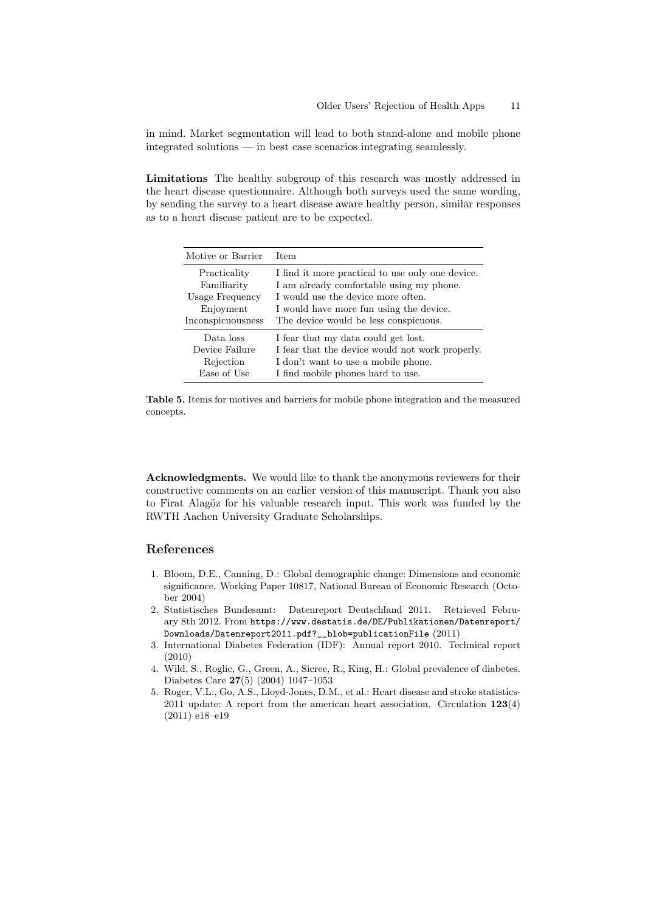in mind. Market segmentation will lead to both stand-alone and mobile phone integrated solutions — in best case scenarios integrating seamlessly.

**Limitations** The healthy subgroup of this research was mostly addressed in the heart disease questionnaire. Although both surveys used the same wording, by sending the survey to a heart disease aware healthy person, similar responses as to a heart disease patient are to be expected.

| Motive or Barrier | Item |
|---|---|
| Practicality | I find it more practical to use only one device. |
| Familiarity | I am already comfortable using my phone. |
| Usage Frequency | I would use the device more often. |
| Enjoyment | I would have more fun using the device. |
| Inconspicuousness | The device would be less conspicuous. |
| Data loss | I fear that my data could get lost. |
| Device Failure | I fear that the device would not work properly. |
| Rejection | I don't want to use a mobile phone. |
| Ease of Use | I find mobile phones hard to use. |

**Table 5.** Items for motives and barriers for mobile phone integration and the measured concepts.

**Acknowledgments.** We would like to thank the anonymous reviewers for their constructive comments on an earlier version of this manuscript. Thank you also to Firat Alagöz for his valuable research input. This work was funded by the RWTH Aachen University Graduate Scholarships.

## References

1. Bloom, D.E., Canning, D.: Global demographic change: Dimensions and economic significance. Working Paper 10817, National Bureau of Economic Research (October 2004)
2. Statistisches Bundesamt: Datenreport Deutschland 2011. Retrieved February 8th 2012. From https://www.destatis.de/DE/Publikationen/Datenreport/Downloads/Datenreport2011.pdf?__blob=publicationFile (2011)
3. International Diabetes Federation (IDF): Annual report 2010. Technical report (2010)
4. Wild, S., Roglic, G., Green, A., Sicree, R., King, H.: Global prevalence of diabetes. Diabetes Care **27**(5) (2004) 1047–1053
5. Roger, V.L., Go, A.S., Lloyd-Jones, D.M., et al.: Heart disease and stroke statistics-2011 update: A report from the american heart association. Circulation **123**(4) (2011) e18–e19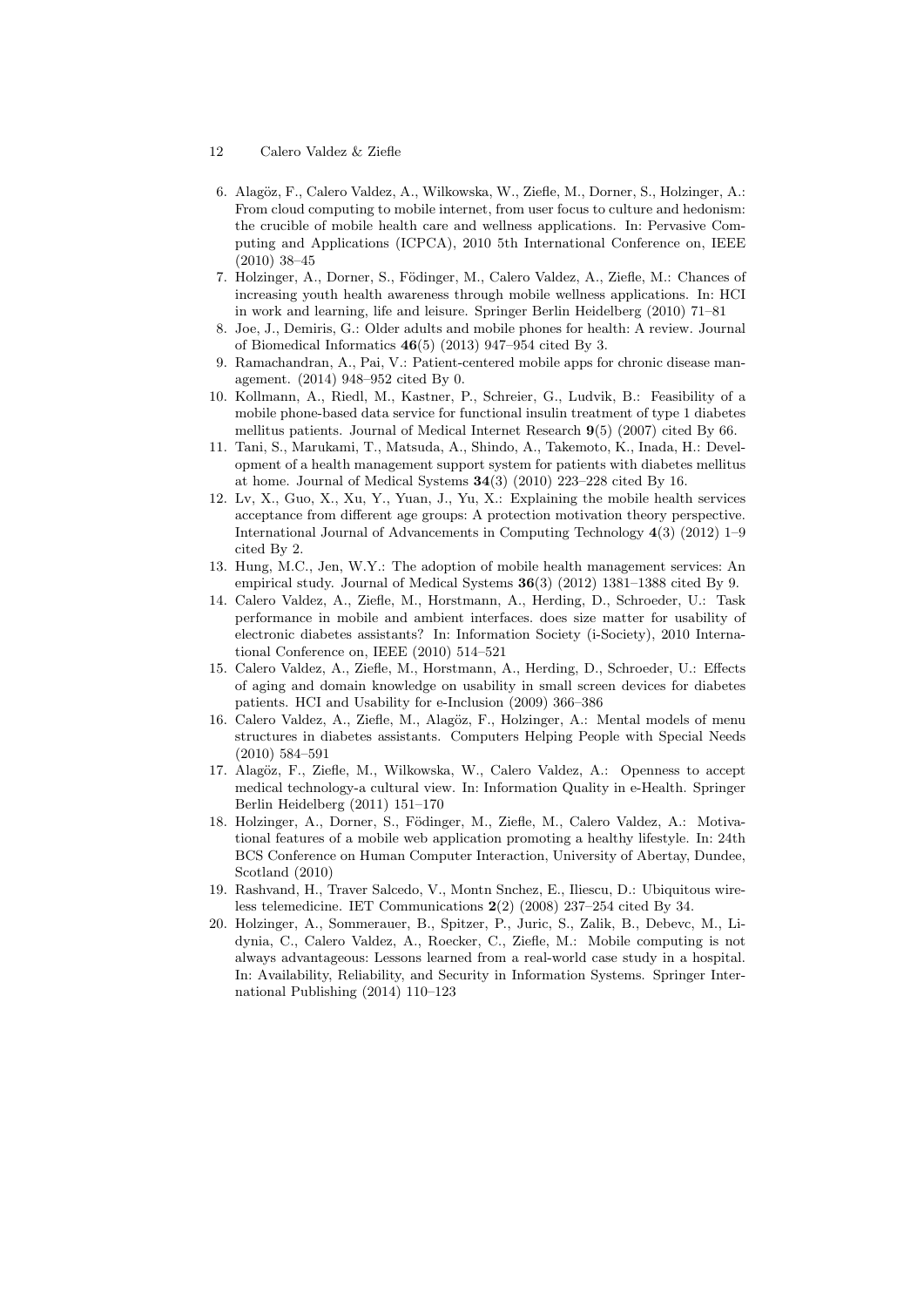6. Alagöz, F., Calero Valdez, A., Wilkowska, W., Ziefle, M., Dorner, S., Holzinger, A.: From cloud computing to mobile internet, from user focus to culture and hedonism: the crucible of mobile health care and wellness applications. In: Pervasive Computing and Applications (ICPCA), 2010 5th International Conference on, IEEE (2010) 38–45
7. Holzinger, A., Dorner, S., Födinger, M., Calero Valdez, A., Ziefle, M.: Chances of increasing youth health awareness through mobile wellness applications. In: HCI in work and learning, life and leisure. Springer Berlin Heidelberg (2010) 71–81
8. Joe, J., Demiris, G.: Older adults and mobile phones for health: A review. Journal of Biomedical Informatics **46**(5) (2013) 947–954 cited By 3.
9. Ramachandran, A., Pai, V.: Patient-centered mobile apps for chronic disease management. (2014) 948–952 cited By 0.
10. Kollmann, A., Riedl, M., Kastner, P., Schreier, G., Ludvik, B.: Feasibility of a mobile phone-based data service for functional insulin treatment of type 1 diabetes mellitus patients. Journal of Medical Internet Research **9**(5) (2007) cited By 66.
11. Tani, S., Marukami, T., Matsuda, A., Shindo, A., Takemoto, K., Inada, H.: Development of a health management support system for patients with diabetes mellitus at home. Journal of Medical Systems **34**(3) (2010) 223–228 cited By 16.
12. Lv, X., Guo, X., Xu, Y., Yuan, J., Yu, X.: Explaining the mobile health services acceptance from different age groups: A protection motivation theory perspective. International Journal of Advancements in Computing Technology **4**(3) (2012) 1–9 cited By 2.
13. Hung, M.C., Jen, W.Y.: The adoption of mobile health management services: An empirical study. Journal of Medical Systems **36**(3) (2012) 1381–1388 cited By 9.
14. Calero Valdez, A., Ziefle, M., Horstmann, A., Herding, D., Schroeder, U.: Task performance in mobile and ambient interfaces. does size matter for usability of electronic diabetes assistants? In: Information Society (i-Society), 2010 International Conference on, IEEE (2010) 514–521
15. Calero Valdez, A., Ziefle, M., Horstmann, A., Herding, D., Schroeder, U.: Effects of aging and domain knowledge on usability in small screen devices for diabetes patients. HCI and Usability for e-Inclusion (2009) 366–386
16. Calero Valdez, A., Ziefle, M., Alagöz, F., Holzinger, A.: Mental models of menu structures in diabetes assistants. Computers Helping People with Special Needs (2010) 584–591
17. Alagöz, F., Ziefle, M., Wilkowska, W., Calero Valdez, A.: Openness to accept medical technology-a cultural view. In: Information Quality in e-Health. Springer Berlin Heidelberg (2011) 151–170
18. Holzinger, A., Dorner, S., Födinger, M., Ziefle, M., Calero Valdez, A.: Motivational features of a mobile web application promoting a healthy lifestyle. In: 24th BCS Conference on Human Computer Interaction, University of Abertay, Dundee, Scotland (2010)
19. Rashvand, H., Traver Salcedo, V., Montn Snchez, E., Iliescu, D.: Ubiquitous wireless telemedicine. IET Communications **2**(2) (2008) 237–254 cited By 34.
20. Holzinger, A., Sommerauer, B., Spitzer, P., Juric, S., Zalik, B., Debevc, M., Lidynia, C., Calero Valdez, A., Roecker, C., Ziefle, M.: Mobile computing is not always advantageous: Lessons learned from a real-world case study in a hospital. In: Availability, Reliability, and Security in Information Systems. Springer International Publishing (2014) 110–123